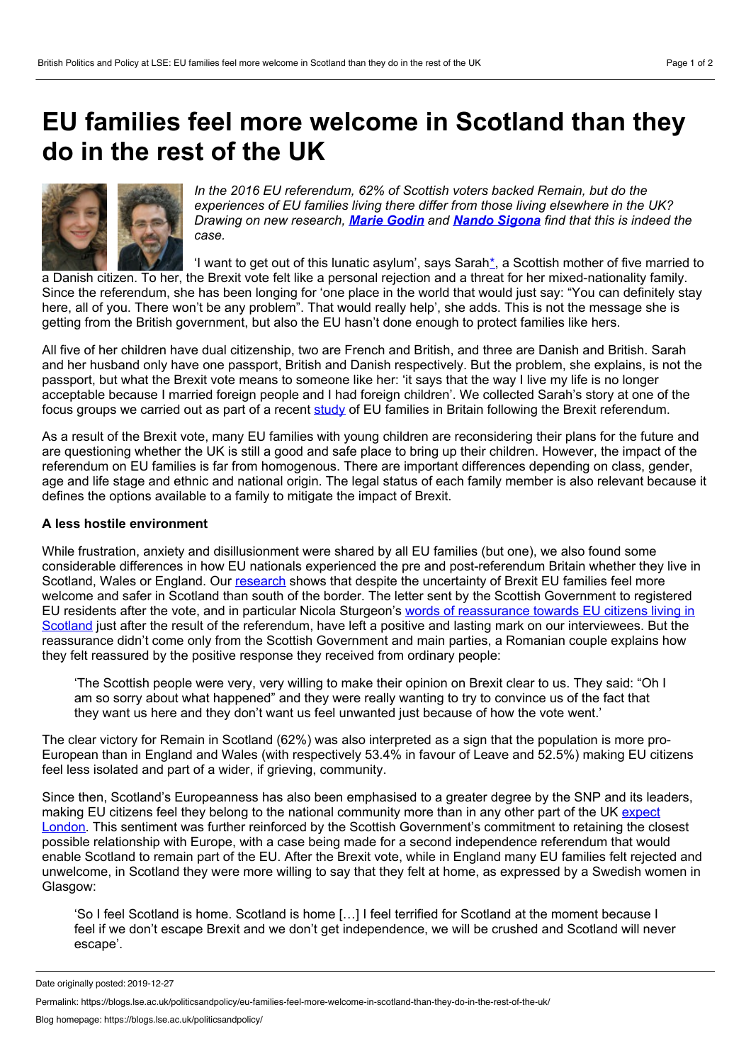# EU families feel more welcome in Scotland than they do in the rest of the UK

*In the 2016 EU referendum, 62% of Scottish voters backed Remain, but do the experiences of EU families living there differ from those living elsewhere in the UK? Drawing on new research,* ***Marie Godin*** *and* ***Nando Sigona*** *find that this is indeed the case.*

'I want to get out of this lunatic asylum', says Sarah*, a Scottish mother of five married to a Danish citizen. To her, the Brexit vote felt like a personal rejection and a threat for her mixed-nationality family. Since the referendum, she has been longing for 'one place in the world that would just say: "You can definitely stay here, all of you. There won't be any problem". That would really help', she adds. This is not the message she is getting from the British government, but also the EU hasn't done enough to protect families like hers.

All five of her children have dual citizenship, two are French and British, and three are Danish and British. Sarah and her husband only have one passport, British and Danish respectively. But the problem, she explains, is not the passport, but what the Brexit vote means to someone like her: 'it says that the way I live my life is no longer acceptable because I married foreign people and I had foreign children'. We collected Sarah's story at one of the focus groups we carried out as part of a recent study of EU families in Britain following the Brexit referendum.

As a result of the Brexit vote, many EU families with young children are reconsidering their plans for the future and are questioning whether the UK is still a good and safe place to bring up their children. However, the impact of the referendum on EU families is far from homogenous. There are important differences depending on class, gender, age and life stage and ethnic and national origin. The legal status of each family member is also relevant because it defines the options available to a family to mitigate the impact of Brexit.

**A less hostile environment**

While frustration, anxiety and disillusionment were shared by all EU families (but one), we also found some considerable differences in how EU nationals experienced the pre and post-referendum Britain whether they live in Scotland, Wales or England. Our research shows that despite the uncertainty of Brexit EU families feel more welcome and safer in Scotland than south of the border. The letter sent by the Scottish Government to registered EU residents after the vote, and in particular Nicola Sturgeon's words of reassurance towards EU citizens living in Scotland just after the result of the referendum, have left a positive and lasting mark on our interviewees. But the reassurance didn't come only from the Scottish Government and main parties, a Romanian couple explains how they felt reassured by the positive response they received from ordinary people:

> 'The Scottish people were very, very willing to make their opinion on Brexit clear to us. They said: "Oh I am so sorry about what happened" and they were really wanting to try to convince us of the fact that they want us here and they don't want us feel unwanted just because of how the vote went.'

The clear victory for Remain in Scotland (62%) was also interpreted as a sign that the population is more pro-European than in England and Wales (with respectively 53.4% in favour of Leave and 52.5%) making EU citizens feel less isolated and part of a wider, if grieving, community.

Since then, Scotland's Europeanness has also been emphasised to a greater degree by the SNP and its leaders, making EU citizens feel they belong to the national community more than in any other part of the UK expect London. This sentiment was further reinforced by the Scottish Government's commitment to retaining the closest possible relationship with Europe, with a case being made for a second independence referendum that would enable Scotland to remain part of the EU. After the Brexit vote, while in England many EU families felt rejected and unwelcome, in Scotland they were more willing to say that they felt at home, as expressed by a Swedish women in Glasgow:

> 'So I feel Scotland is home. Scotland is home […] I feel terrified for Scotland at the moment because I feel if we don't escape Brexit and we don't get independence, we will be crushed and Scotland will never escape'.

Date originally posted: 2019-12-27

Permalink: https://blogs.lse.ac.uk/politicsandpolicy/eu-families-feel-more-welcome-in-scotland-than-they-do-in-the-rest-of-the-uk/

Blog homepage: https://blogs.lse.ac.uk/politicsandpolicy/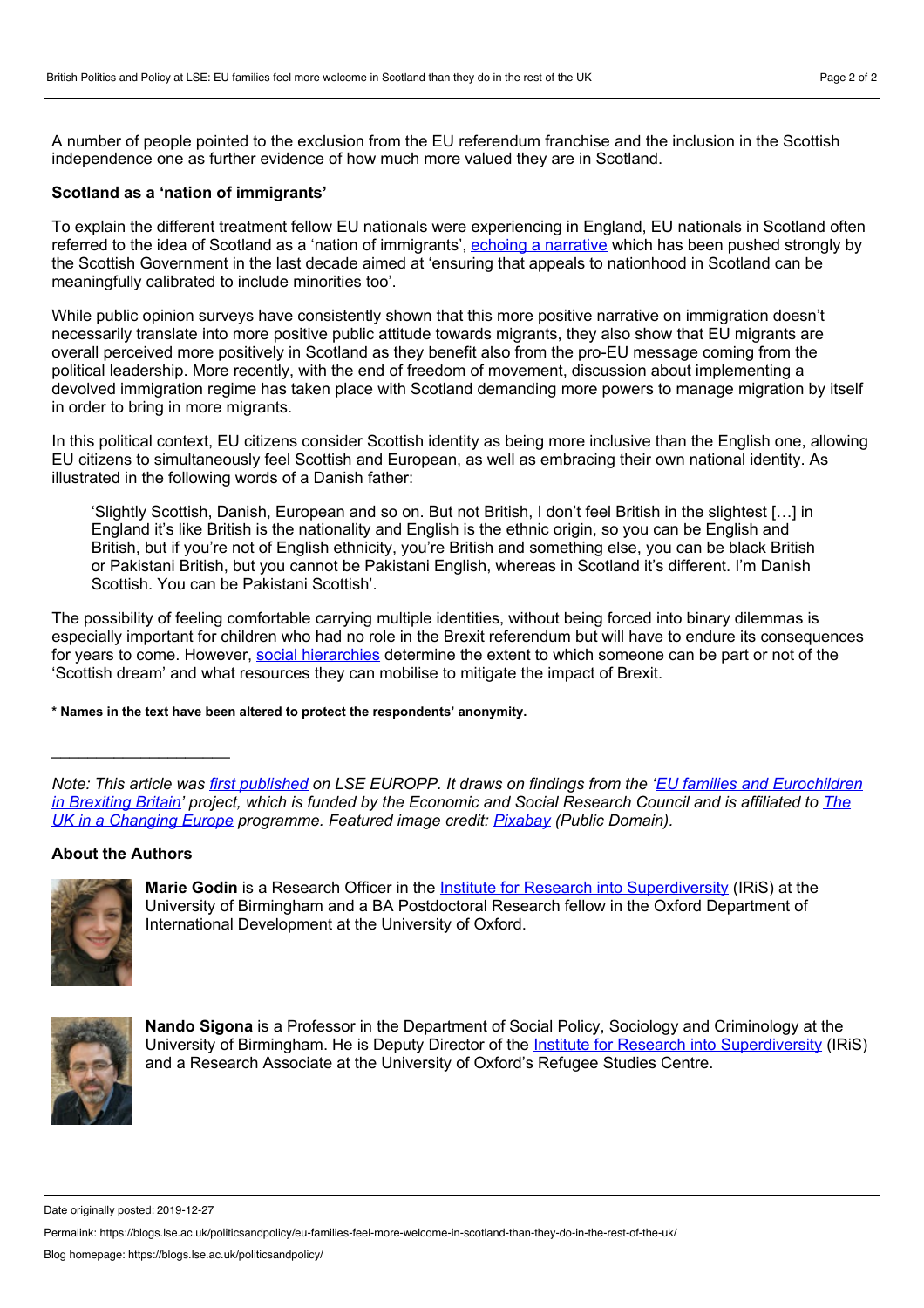A number of people pointed to the exclusion from the EU referendum franchise and the inclusion in the Scottish independence one as further evidence of how much more valued they are in Scotland.

**Scotland as a 'nation of immigrants'**

To explain the different treatment fellow EU nationals were experiencing in England, EU nationals in Scotland often referred to the idea of Scotland as a 'nation of immigrants', echoing a narrative which has been pushed strongly by the Scottish Government in the last decade aimed at 'ensuring that appeals to nationhood in Scotland can be meaningfully calibrated to include minorities too'.

While public opinion surveys have consistently shown that this more positive narrative on immigration doesn't necessarily translate into more positive public attitude towards migrants, they also show that EU migrants are overall perceived more positively in Scotland as they benefit also from the pro-EU message coming from the political leadership. More recently, with the end of freedom of movement, discussion about implementing a devolved immigration regime has taken place with Scotland demanding more powers to manage migration by itself in order to bring in more migrants.

In this political context, EU citizens consider Scottish identity as being more inclusive than the English one, allowing EU citizens to simultaneously feel Scottish and European, as well as embracing their own national identity. As illustrated in the following words of a Danish father:

> 'Slightly Scottish, Danish, European and so on. But not British, I don't feel British in the slightest […] in England it's like British is the nationality and English is the ethnic origin, so you can be English and British, but if you're not of English ethnicity, you're British and something else, you can be black British or Pakistani British, but you cannot be Pakistani English, whereas in Scotland it's different. I'm Danish Scottish. You can be Pakistani Scottish'.

The possibility of feeling comfortable carrying multiple identities, without being forced into binary dilemmas is especially important for children who had no role in the Brexit referendum but will have to endure its consequences for years to come. However, social hierarchies determine the extent to which someone can be part or not of the 'Scottish dream' and what resources they can mobilise to mitigate the impact of Brexit.

**\* Names in the text have been altered to protect the respondents' anonymity.**

---

*Note: This article was first published on LSE EUROPP. It draws on findings from the 'EU families and Eurochildren in Brexiting Britain' project, which is funded by the Economic and Social Research Council and is affiliated to The UK in a Changing Europe programme. Featured image credit: Pixabay (Public Domain).*

### About the Authors

**Marie Godin** is a Research Officer in the Institute for Research into Superdiversity (IRiS) at the University of Birmingham and a BA Postdoctoral Research fellow in the Oxford Department of International Development at the University of Oxford.

**Nando Sigona** is a Professor in the Department of Social Policy, Sociology and Criminology at the University of Birmingham. He is Deputy Director of the Institute for Research into Superdiversity (IRiS) and a Research Associate at the University of Oxford's Refugee Studies Centre.

Date originally posted: 2019-12-27

Permalink: https://blogs.lse.ac.uk/politicsandpolicy/eu-families-feel-more-welcome-in-scotland-than-they-do-in-the-rest-of-the-uk/

Blog homepage: https://blogs.lse.ac.uk/politicsandpolicy/